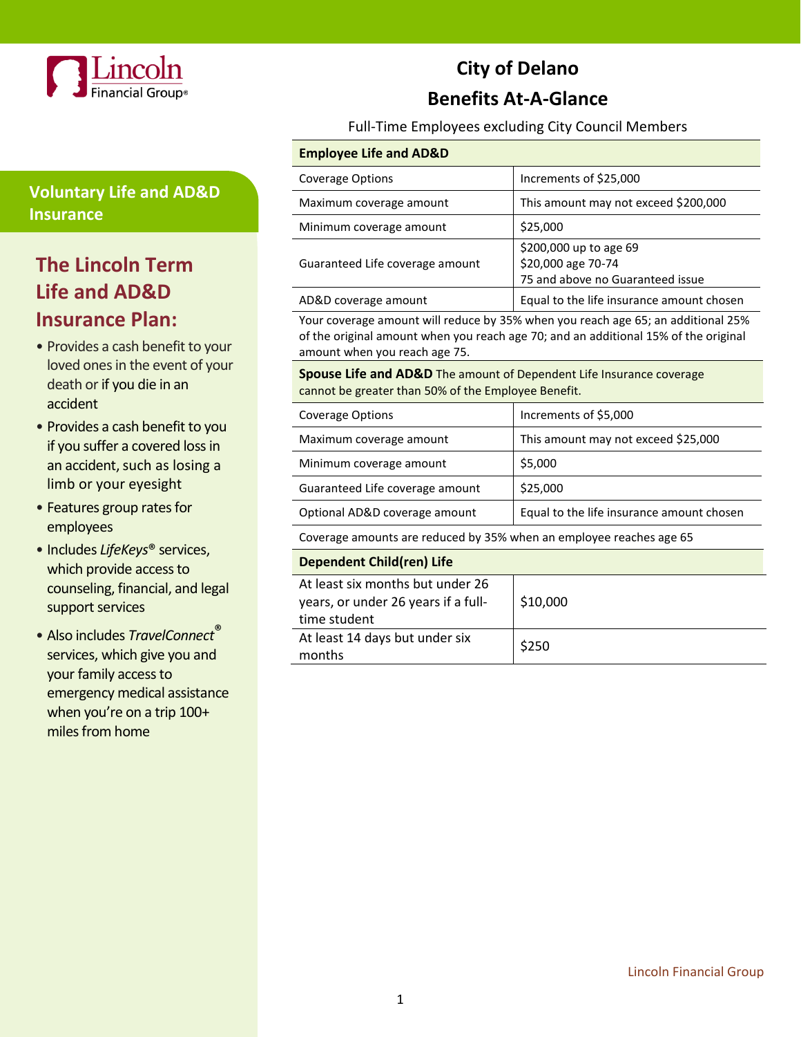# City of Delano

## Benefits At-A-Glance

Full-Time Employees excluding City Council Members

| Employee Life and AD&D | |
|---|---|
| Coverage Options | Increments of $25,000 |
| Maximum coverage amount | This amount may not exceed $200,000 |
| Minimum coverage amount | $25,000 |
| Guaranteed Life coverage amount | $200,000 up to age 69<br>$20,000 age 70-74<br>75 and above no Guaranteed issue |
| AD&D coverage amount | Equal to the life insurance amount chosen |
| Your coverage amount will reduce by 35% when you reach age 65; an additional 25% of the original amount when you reach age 70; and an additional 15% of the original amount when you reach age 75. | |
| **Spouse Life and AD&D** The amount of Dependent Life Insurance coverage cannot be greater than 50% of the Employee Benefit. | |
| Coverage Options | Increments of $5,000 |
| Maximum coverage amount | This amount may not exceed $25,000 |
| Minimum coverage amount | $5,000 |
| Guaranteed Life coverage amount | $25,000 |
| Optional AD&D coverage amount | Equal to the life insurance amount chosen |
| Coverage amounts are reduced by 35% when an employee reaches age 65 | |
| **Dependent Child(ren) Life** | |
| At least six months but under 26 years, or under 26 years if a full-time student | $10,000 |
| At least 14 days but under six months | $250 |

## Voluntary Life and AD&D Insurance

### The Lincoln Term Life and AD&D Insurance Plan:

- Provides a cash benefit to your loved ones in the event of your death or if you die in an accident
- Provides a cash benefit to you if you suffer a covered loss in an accident, such as losing a limb or your eyesight
- Features group rates for employees
- Includes *LifeKeys*® services, which provide access to counseling, financial, and legal support services
- Also includes *TravelConnect*® services, which give you and your family access to emergency medical assistance when you're on a trip 100+ miles from home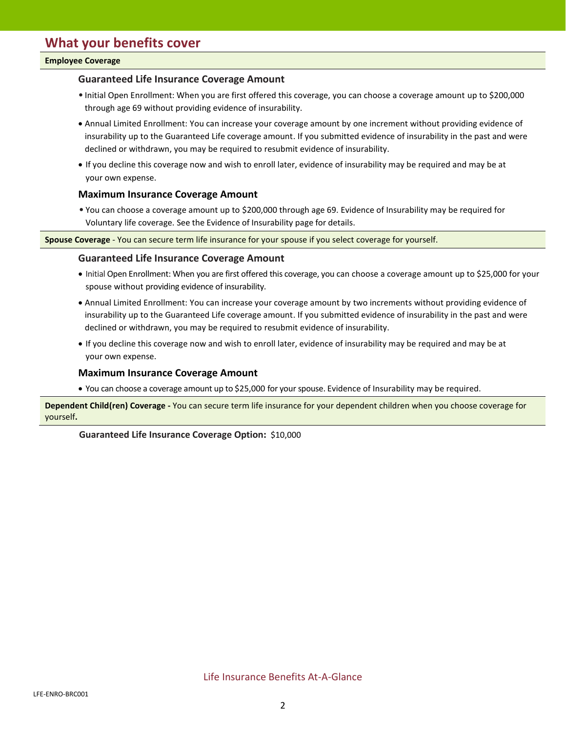## What your benefits cover

**Employee Coverage**

### Guaranteed Life Insurance Coverage Amount

- Initial Open Enrollment: When you are first offered this coverage, you can choose a coverage amount up to $200,000 through age 69 without providing evidence of insurability.
- Annual Limited Enrollment: You can increase your coverage amount by one increment without providing evidence of insurability up to the Guaranteed Life coverage amount. If you submitted evidence of insurability in the past and were declined or withdrawn, you may be required to resubmit evidence of insurability.
- If you decline this coverage now and wish to enroll later, evidence of insurability may be required and may be at your own expense.

### Maximum Insurance Coverage Amount

- You can choose a coverage amount up to $200,000 through age 69. Evidence of Insurability may be required for Voluntary life coverage. See the Evidence of Insurability page for details.

**Spouse Coverage** - You can secure term life insurance for your spouse if you select coverage for yourself.

### Guaranteed Life Insurance Coverage Amount

- Initial Open Enrollment: When you are first offered this coverage, you can choose a coverage amount up to $25,000 for your spouse without providing evidence of insurability.
- Annual Limited Enrollment: You can increase your coverage amount by two increments without providing evidence of insurability up to the Guaranteed Life coverage amount. If you submitted evidence of insurability in the past and were declined or withdrawn, you may be required to resubmit evidence of insurability.
- If you decline this coverage now and wish to enroll later, evidence of insurability may be required and may be at your own expense.

### Maximum Insurance Coverage Amount

- You can choose a coverage amount up to $25,000 for your spouse. Evidence of Insurability may be required.

**Dependent Child(ren) Coverage -** You can secure term life insurance for your dependent children when you choose coverage for yourself**.**

**Guaranteed Life Insurance Coverage Option:** $10,000

Life Insurance Benefits At-A-Glance

LFE-ENRO-BRC001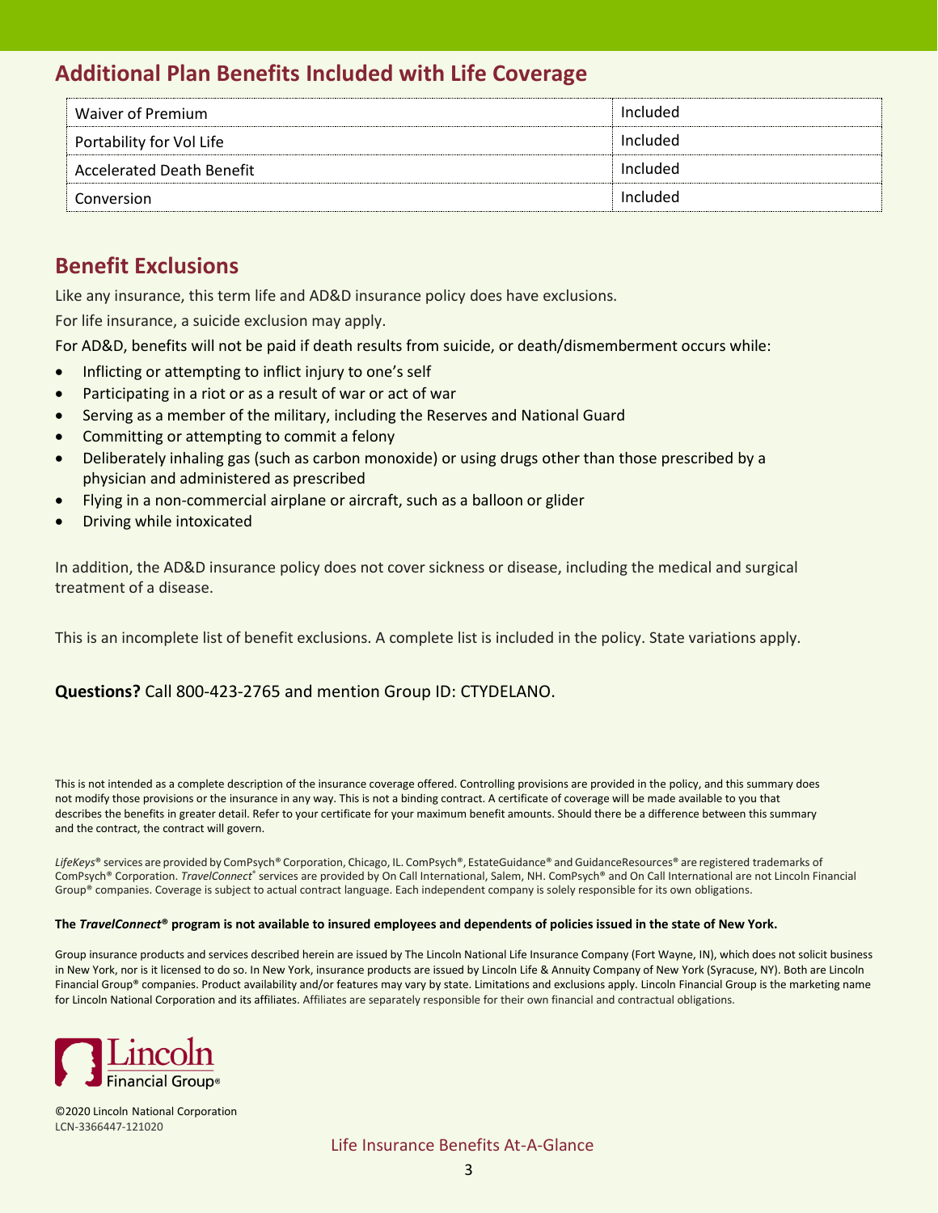## Additional Plan Benefits Included with Life Coverage

| Benefit | |
|---|---|
| Waiver of Premium | Included |
| Portability for Vol Life | Included |
| Accelerated Death Benefit | Included |
| Conversion | Included |

## Benefit Exclusions

Like any insurance, this term life and AD&D insurance policy does have exclusions.

For life insurance, a suicide exclusion may apply.

For AD&D, benefits will not be paid if death results from suicide, or death/dismemberment occurs while:

- Inflicting or attempting to inflict injury to one's self
- Participating in a riot or as a result of war or act of war
- Serving as a member of the military, including the Reserves and National Guard
- Committing or attempting to commit a felony
- Deliberately inhaling gas (such as carbon monoxide) or using drugs other than those prescribed by a physician and administered as prescribed
- Flying in a non-commercial airplane or aircraft, such as a balloon or glider
- Driving while intoxicated

In addition, the AD&D insurance policy does not cover sickness or disease, including the medical and surgical treatment of a disease.

This is an incomplete list of benefit exclusions. A complete list is included in the policy. State variations apply.

**Questions?** Call 800-423-2765 and mention Group ID: CTYDELANO.

This is not intended as a complete description of the insurance coverage offered. Controlling provisions are provided in the policy, and this summary does not modify those provisions or the insurance in any way. This is not a binding contract. A certificate of coverage will be made available to you that describes the benefits in greater detail. Refer to your certificate for your maximum benefit amounts. Should there be a difference between this summary and the contract, the contract will govern.

*LifeKeys*® services are provided by ComPsych® Corporation, Chicago, IL. ComPsych®, EstateGuidance® and GuidanceResources® are registered trademarks of ComPsych® Corporation. *TravelConnect*® services are provided by On Call International, Salem, NH. ComPsych® and On Call International are not Lincoln Financial Group® companies. Coverage is subject to actual contract language. Each independent company is solely responsible for its own obligations.

**The *TravelConnect*® program is not available to insured employees and dependents of policies issued in the state of New York.**

Group insurance products and services described herein are issued by The Lincoln National Life Insurance Company (Fort Wayne, IN), which does not solicit business in New York, nor is it licensed to do so. In New York, insurance products are issued by Lincoln Life & Annuity Company of New York (Syracuse, NY). Both are Lincoln Financial Group® companies. Product availability and/or features may vary by state. Limitations and exclusions apply. Lincoln Financial Group is the marketing name for Lincoln National Corporation and its affiliates. Affiliates are separately responsible for their own financial and contractual obligations.

Lincoln Financial Group®

©2020 Lincoln National Corporation
LCN-3366447-121020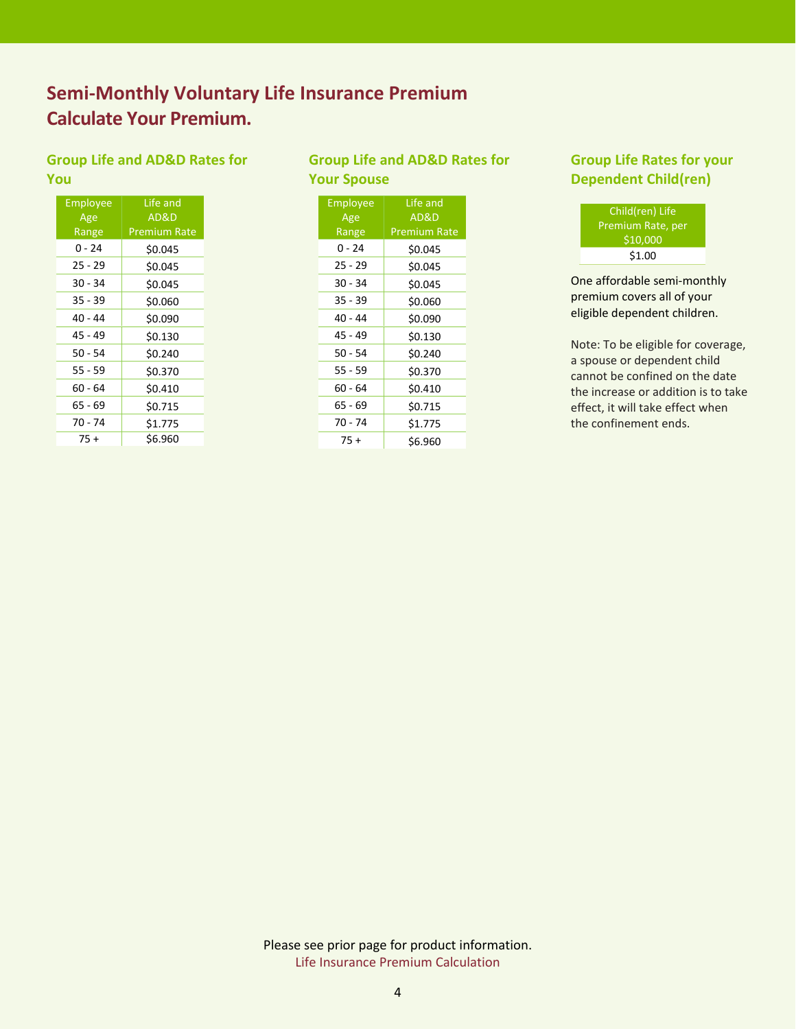# Semi-Monthly Voluntary Life Insurance Premium Calculate Your Premium.

### Group Life and AD&D Rates for You

| Employee Age Range | Life and AD&D Premium Rate |
|---|---|
| 0 - 24 | $0.045 |
| 25 - 29 | $0.045 |
| 30 - 34 | $0.045 |
| 35 - 39 | $0.060 |
| 40 - 44 | $0.090 |
| 45 - 49 | $0.130 |
| 50 - 54 | $0.240 |
| 55 - 59 | $0.370 |
| 60 - 64 | $0.410 |
| 65 - 69 | $0.715 |
| 70 - 74 | $1.775 |
| 75 + | $6.960 |

### Group Life and AD&D Rates for Your Spouse

| Employee Age Range | Life and AD&D Premium Rate |
|---|---|
| 0 - 24 | $0.045 |
| 25 - 29 | $0.045 |
| 30 - 34 | $0.045 |
| 35 - 39 | $0.060 |
| 40 - 44 | $0.090 |
| 45 - 49 | $0.130 |
| 50 - 54 | $0.240 |
| 55 - 59 | $0.370 |
| 60 - 64 | $0.410 |
| 65 - 69 | $0.715 |
| 70 - 74 | $1.775 |
| 75 + | $6.960 |

### Group Life Rates for your Dependent Child(ren)

| Child(ren) Life Premium Rate, per $10,000 |
|---|
| $1.00 |

One affordable semi-monthly premium covers all of your eligible dependent children.

Note: To be eligible for coverage, a spouse or dependent child cannot be confined on the date the increase or addition is to take effect, it will take effect when the confinement ends.

Please see prior page for product information.
Life Insurance Premium Calculation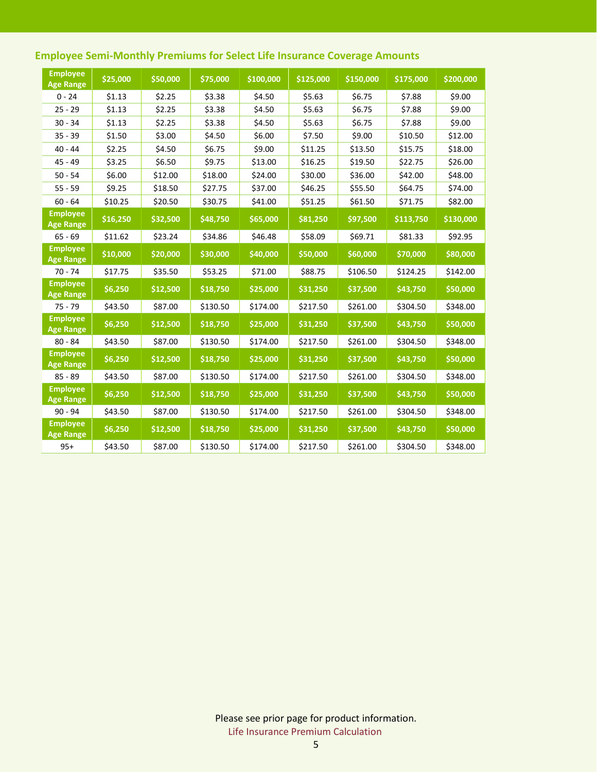## Employee Semi-Monthly Premiums for Select Life Insurance Coverage Amounts

| Employee Age Range | $25,000 | $50,000 | $75,000 | $100,000 | $125,000 | $150,000 | $175,000 | $200,000 |
|---|---|---|---|---|---|---|---|---|
| 0 - 24 | $1.13 | $2.25 | $3.38 | $4.50 | $5.63 | $6.75 | $7.88 | $9.00 |
| 25 - 29 | $1.13 | $2.25 | $3.38 | $4.50 | $5.63 | $6.75 | $7.88 | $9.00 |
| 30 - 34 | $1.13 | $2.25 | $3.38 | $4.50 | $5.63 | $6.75 | $7.88 | $9.00 |
| 35 - 39 | $1.50 | $3.00 | $4.50 | $6.00 | $7.50 | $9.00 | $10.50 | $12.00 |
| 40 - 44 | $2.25 | $4.50 | $6.75 | $9.00 | $11.25 | $13.50 | $15.75 | $18.00 |
| 45 - 49 | $3.25 | $6.50 | $9.75 | $13.00 | $16.25 | $19.50 | $22.75 | $26.00 |
| 50 - 54 | $6.00 | $12.00 | $18.00 | $24.00 | $30.00 | $36.00 | $42.00 | $48.00 |
| 55 - 59 | $9.25 | $18.50 | $27.75 | $37.00 | $46.25 | $55.50 | $64.75 | $74.00 |
| 60 - 64 | $10.25 | $20.50 | $30.75 | $41.00 | $51.25 | $61.50 | $71.75 | $82.00 |
| **Employee Age Range** | **$16,250** | **$32,500** | **$48,750** | **$65,000** | **$81,250** | **$97,500** | **$113,750** | **$130,000** |
| 65 - 69 | $11.62 | $23.24 | $34.86 | $46.48 | $58.09 | $69.71 | $81.33 | $92.95 |
| **Employee Age Range** | **$10,000** | **$20,000** | **$30,000** | **$40,000** | **$50,000** | **$60,000** | **$70,000** | **$80,000** |
| 70 - 74 | $17.75 | $35.50 | $53.25 | $71.00 | $88.75 | $106.50 | $124.25 | $142.00 |
| **Employee Age Range** | **$6,250** | **$12,500** | **$18,750** | **$25,000** | **$31,250** | **$37,500** | **$43,750** | **$50,000** |
| 75 - 79 | $43.50 | $87.00 | $130.50 | $174.00 | $217.50 | $261.00 | $304.50 | $348.00 |
| **Employee Age Range** | **$6,250** | **$12,500** | **$18,750** | **$25,000** | **$31,250** | **$37,500** | **$43,750** | **$50,000** |
| 80 - 84 | $43.50 | $87.00 | $130.50 | $174.00 | $217.50 | $261.00 | $304.50 | $348.00 |
| **Employee Age Range** | **$6,250** | **$12,500** | **$18,750** | **$25,000** | **$31,250** | **$37,500** | **$43,750** | **$50,000** |
| 85 - 89 | $43.50 | $87.00 | $130.50 | $174.00 | $217.50 | $261.00 | $304.50 | $348.00 |
| **Employee Age Range** | **$6,250** | **$12,500** | **$18,750** | **$25,000** | **$31,250** | **$37,500** | **$43,750** | **$50,000** |
| 90 - 94 | $43.50 | $87.00 | $130.50 | $174.00 | $217.50 | $261.00 | $304.50 | $348.00 |
| **Employee Age Range** | **$6,250** | **$12,500** | **$18,750** | **$25,000** | **$31,250** | **$37,500** | **$43,750** | **$50,000** |
| 95+ | $43.50 | $87.00 | $130.50 | $174.00 | $217.50 | $261.00 | $304.50 | $348.00 |

Please see prior page for product information.

Life Insurance Premium Calculation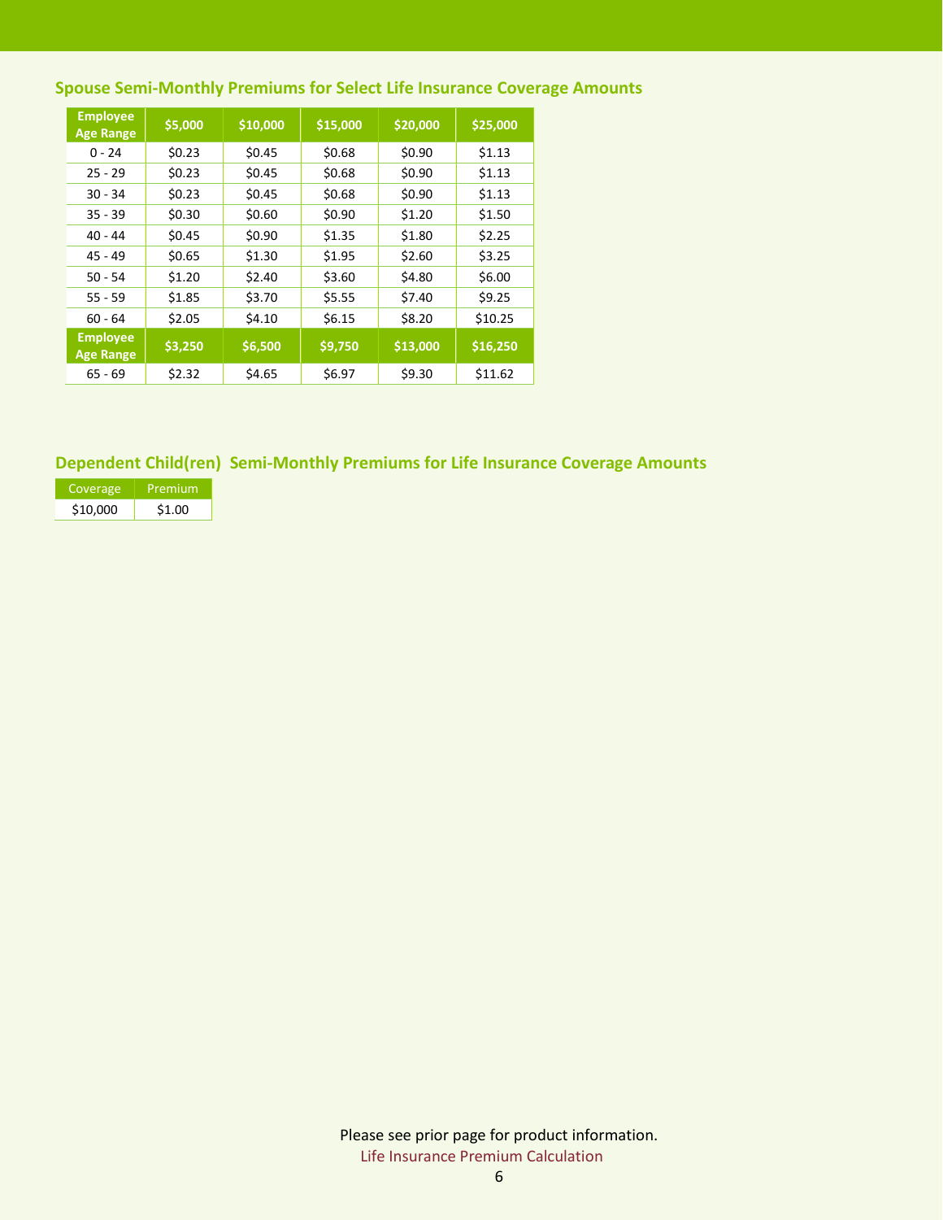## Spouse Semi-Monthly Premiums for Select Life Insurance Coverage Amounts

| Employee Age Range | $5,000 | $10,000 | $15,000 | $20,000 | $25,000 |
|---|---|---|---|---|---|
| 0 - 24 | $0.23 | $0.45 | $0.68 | $0.90 | $1.13 |
| 25 - 29 | $0.23 | $0.45 | $0.68 | $0.90 | $1.13 |
| 30 - 34 | $0.23 | $0.45 | $0.68 | $0.90 | $1.13 |
| 35 - 39 | $0.30 | $0.60 | $0.90 | $1.20 | $1.50 |
| 40 - 44 | $0.45 | $0.90 | $1.35 | $1.80 | $2.25 |
| 45 - 49 | $0.65 | $1.30 | $1.95 | $2.60 | $3.25 |
| 50 - 54 | $1.20 | $2.40 | $3.60 | $4.80 | $6.00 |
| 55 - 59 | $1.85 | $3.70 | $5.55 | $7.40 | $9.25 |
| 60 - 64 | $2.05 | $4.10 | $6.15 | $8.20 | $10.25 |
| **Employee Age Range** | **$3,250** | **$6,500** | **$9,750** | **$13,000** | **$16,250** |
| 65 - 69 | $2.32 | $4.65 | $6.97 | $9.30 | $11.62 |

## Dependent Child(ren) Semi-Monthly Premiums for Life Insurance Coverage Amounts

| Coverage | Premium |
|---|---|
| $10,000 | $1.00 |

Please see prior page for product information.

Life Insurance Premium Calculation